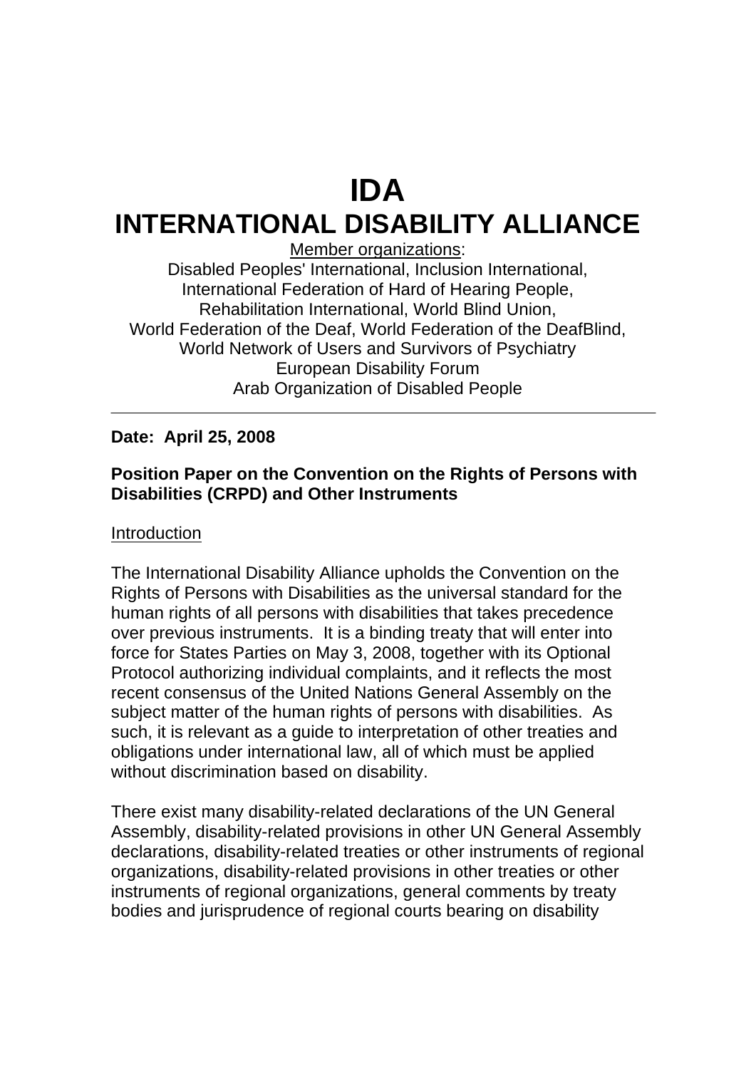# IDA

# INTERNATIONAL DISABILITY ALLIANCE

Member organizations:
Disabled Peoples' International, Inclusion International,
International Federation of Hard of Hearing People,
Rehabilitation International, World Blind Union,
World Federation of the Deaf, World Federation of the DeafBlind,
World Network of Users and Survivors of Psychiatry
European Disability Forum
Arab Organization of Disabled People

---

**Date: April 25, 2008**

**Position Paper on the Convention on the Rights of Persons with Disabilities (CRPD) and Other Instruments**

Introduction

The International Disability Alliance upholds the Convention on the Rights of Persons with Disabilities as the universal standard for the human rights of all persons with disabilities that takes precedence over previous instruments. It is a binding treaty that will enter into force for States Parties on May 3, 2008, together with its Optional Protocol authorizing individual complaints, and it reflects the most recent consensus of the United Nations General Assembly on the subject matter of the human rights of persons with disabilities. As such, it is relevant as a guide to interpretation of other treaties and obligations under international law, all of which must be applied without discrimination based on disability.

There exist many disability-related declarations of the UN General Assembly, disability-related provisions in other UN General Assembly declarations, disability-related treaties or other instruments of regional organizations, disability-related provisions in other treaties or other instruments of regional organizations, general comments by treaty bodies and jurisprudence of regional courts bearing on disability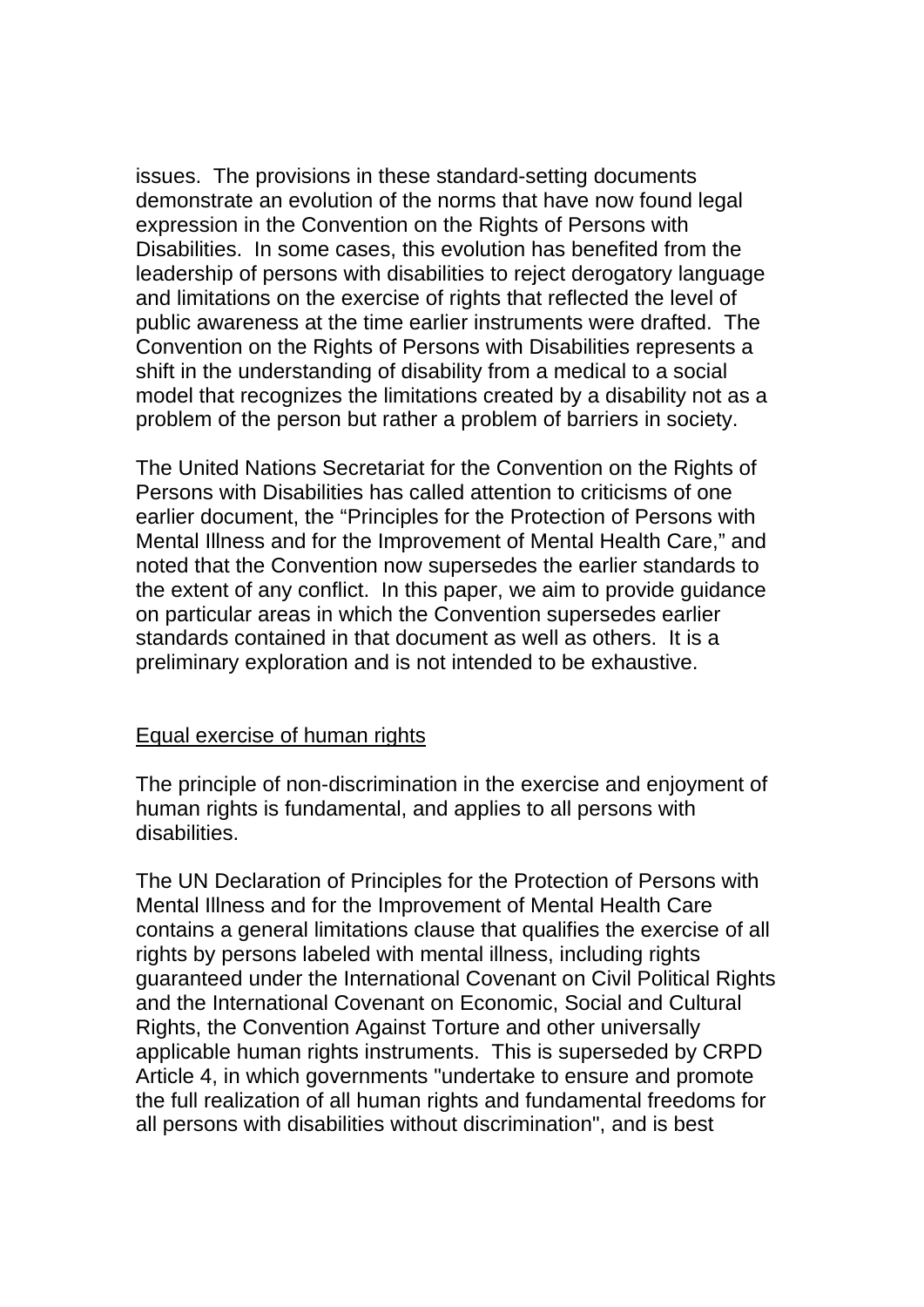issues. The provisions in these standard-setting documents demonstrate an evolution of the norms that have now found legal expression in the Convention on the Rights of Persons with Disabilities. In some cases, this evolution has benefited from the leadership of persons with disabilities to reject derogatory language and limitations on the exercise of rights that reflected the level of public awareness at the time earlier instruments were drafted. The Convention on the Rights of Persons with Disabilities represents a shift in the understanding of disability from a medical to a social model that recognizes the limitations created by a disability not as a problem of the person but rather a problem of barriers in society.

The United Nations Secretariat for the Convention on the Rights of Persons with Disabilities has called attention to criticisms of one earlier document, the "Principles for the Protection of Persons with Mental Illness and for the Improvement of Mental Health Care," and noted that the Convention now supersedes the earlier standards to the extent of any conflict. In this paper, we aim to provide guidance on particular areas in which the Convention supersedes earlier standards contained in that document as well as others. It is a preliminary exploration and is not intended to be exhaustive.

## Equal exercise of human rights

The principle of non-discrimination in the exercise and enjoyment of human rights is fundamental, and applies to all persons with disabilities.

The UN Declaration of Principles for the Protection of Persons with Mental Illness and for the Improvement of Mental Health Care contains a general limitations clause that qualifies the exercise of all rights by persons labeled with mental illness, including rights guaranteed under the International Covenant on Civil Political Rights and the International Covenant on Economic, Social and Cultural Rights, the Convention Against Torture and other universally applicable human rights instruments. This is superseded by CRPD Article 4, in which governments "undertake to ensure and promote the full realization of all human rights and fundamental freedoms for all persons with disabilities without discrimination", and is best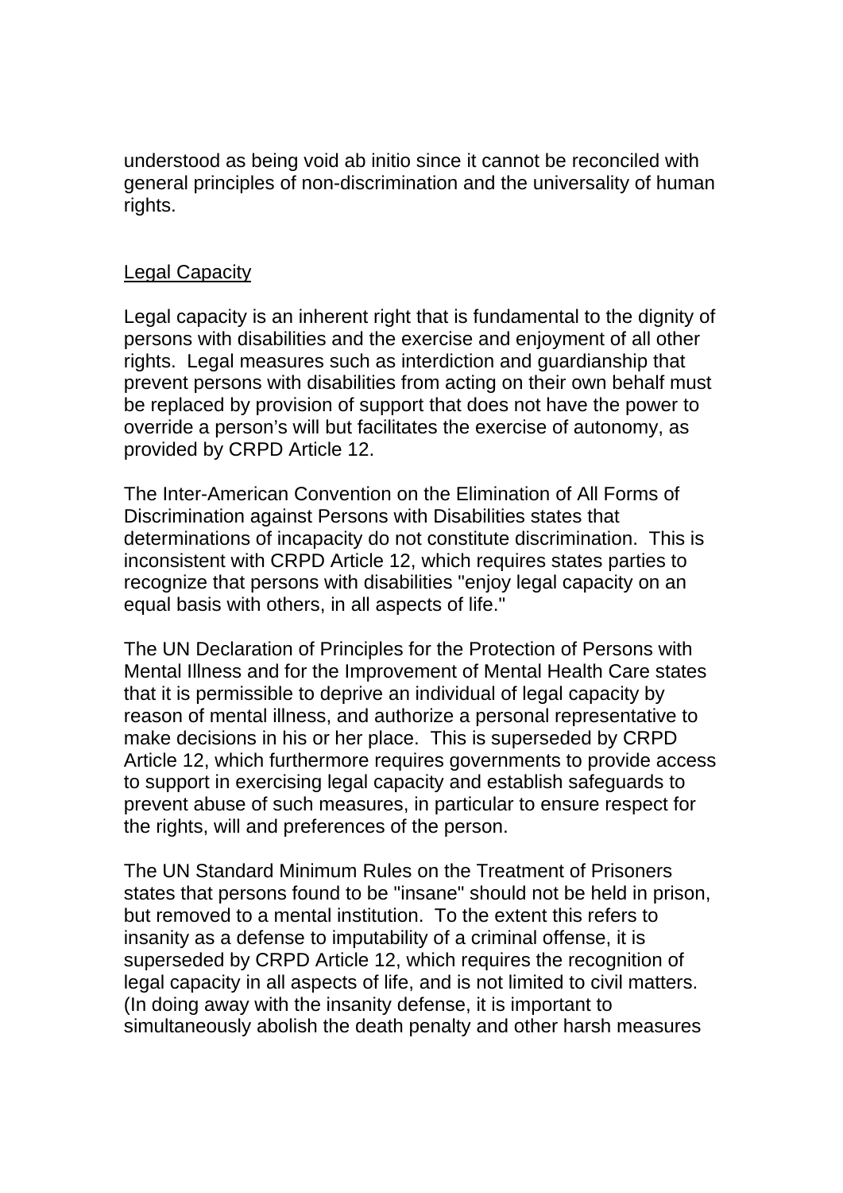understood as being void ab initio since it cannot be reconciled with general principles of non-discrimination and the universality of human rights.

## Legal Capacity

Legal capacity is an inherent right that is fundamental to the dignity of persons with disabilities and the exercise and enjoyment of all other rights. Legal measures such as interdiction and guardianship that prevent persons with disabilities from acting on their own behalf must be replaced by provision of support that does not have the power to override a person's will but facilitates the exercise of autonomy, as provided by CRPD Article 12.

The Inter-American Convention on the Elimination of All Forms of Discrimination against Persons with Disabilities states that determinations of incapacity do not constitute discrimination. This is inconsistent with CRPD Article 12, which requires states parties to recognize that persons with disabilities "enjoy legal capacity on an equal basis with others, in all aspects of life."

The UN Declaration of Principles for the Protection of Persons with Mental Illness and for the Improvement of Mental Health Care states that it is permissible to deprive an individual of legal capacity by reason of mental illness, and authorize a personal representative to make decisions in his or her place. This is superseded by CRPD Article 12, which furthermore requires governments to provide access to support in exercising legal capacity and establish safeguards to prevent abuse of such measures, in particular to ensure respect for the rights, will and preferences of the person.

The UN Standard Minimum Rules on the Treatment of Prisoners states that persons found to be "insane" should not be held in prison, but removed to a mental institution. To the extent this refers to insanity as a defense to imputability of a criminal offense, it is superseded by CRPD Article 12, which requires the recognition of legal capacity in all aspects of life, and is not limited to civil matters. (In doing away with the insanity defense, it is important to simultaneously abolish the death penalty and other harsh measures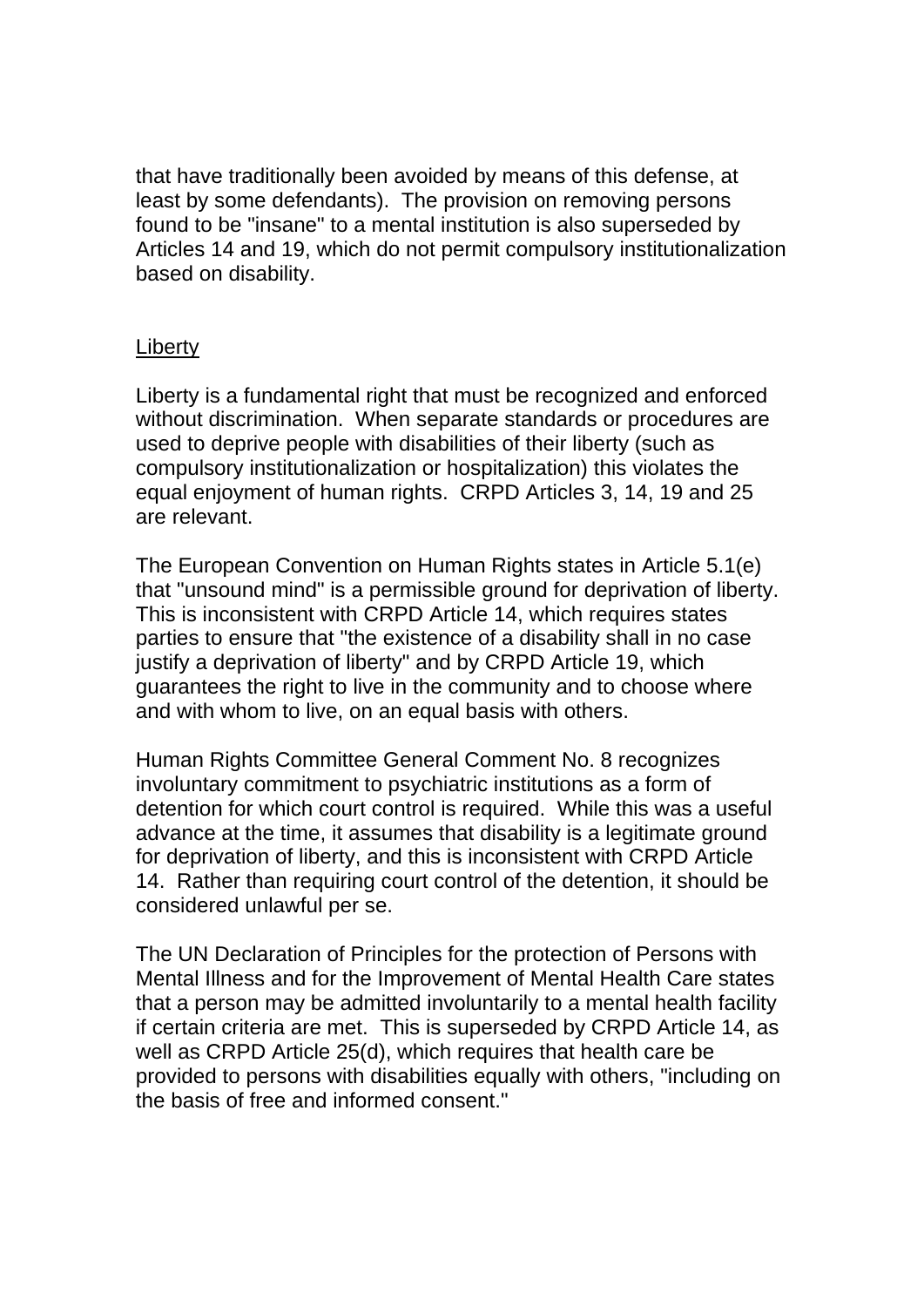that have traditionally been avoided by means of this defense, at least by some defendants). The provision on removing persons found to be "insane" to a mental institution is also superseded by Articles 14 and 19, which do not permit compulsory institutionalization based on disability.

<u>Liberty</u>

Liberty is a fundamental right that must be recognized and enforced without discrimination. When separate standards or procedures are used to deprive people with disabilities of their liberty (such as compulsory institutionalization or hospitalization) this violates the equal enjoyment of human rights. CRPD Articles 3, 14, 19 and 25 are relevant.

The European Convention on Human Rights states in Article 5.1(e) that "unsound mind" is a permissible ground for deprivation of liberty. This is inconsistent with CRPD Article 14, which requires states parties to ensure that "the existence of a disability shall in no case justify a deprivation of liberty" and by CRPD Article 19, which guarantees the right to live in the community and to choose where and with whom to live, on an equal basis with others.

Human Rights Committee General Comment No. 8 recognizes involuntary commitment to psychiatric institutions as a form of detention for which court control is required. While this was a useful advance at the time, it assumes that disability is a legitimate ground for deprivation of liberty, and this is inconsistent with CRPD Article 14. Rather than requiring court control of the detention, it should be considered unlawful per se.

The UN Declaration of Principles for the protection of Persons with Mental Illness and for the Improvement of Mental Health Care states that a person may be admitted involuntarily to a mental health facility if certain criteria are met. This is superseded by CRPD Article 14, as well as CRPD Article 25(d), which requires that health care be provided to persons with disabilities equally with others, "including on the basis of free and informed consent."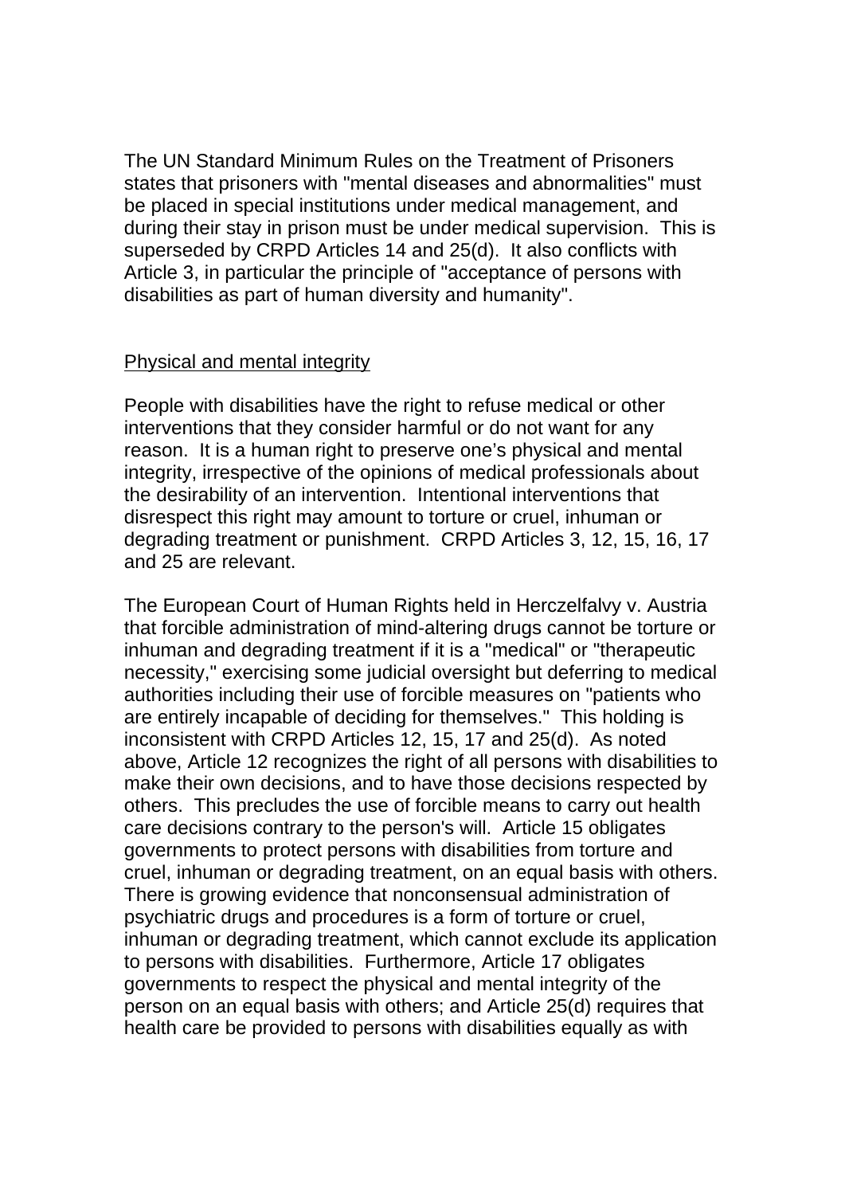The UN Standard Minimum Rules on the Treatment of Prisoners states that prisoners with "mental diseases and abnormalities" must be placed in special institutions under medical management, and during their stay in prison must be under medical supervision. This is superseded by CRPD Articles 14 and 25(d). It also conflicts with Article 3, in particular the principle of "acceptance of persons with disabilities as part of human diversity and humanity".

<u>Physical and mental integrity</u>

People with disabilities have the right to refuse medical or other interventions that they consider harmful or do not want for any reason. It is a human right to preserve one's physical and mental integrity, irrespective of the opinions of medical professionals about the desirability of an intervention. Intentional interventions that disrespect this right may amount to torture or cruel, inhuman or degrading treatment or punishment. CRPD Articles 3, 12, 15, 16, 17 and 25 are relevant.

The European Court of Human Rights held in Herczelfalvy v. Austria that forcible administration of mind-altering drugs cannot be torture or inhuman and degrading treatment if it is a "medical" or "therapeutic necessity," exercising some judicial oversight but deferring to medical authorities including their use of forcible measures on "patients who are entirely incapable of deciding for themselves." This holding is inconsistent with CRPD Articles 12, 15, 17 and 25(d). As noted above, Article 12 recognizes the right of all persons with disabilities to make their own decisions, and to have those decisions respected by others. This precludes the use of forcible means to carry out health care decisions contrary to the person's will. Article 15 obligates governments to protect persons with disabilities from torture and cruel, inhuman or degrading treatment, on an equal basis with others. There is growing evidence that nonconsensual administration of psychiatric drugs and procedures is a form of torture or cruel, inhuman or degrading treatment, which cannot exclude its application to persons with disabilities. Furthermore, Article 17 obligates governments to respect the physical and mental integrity of the person on an equal basis with others; and Article 25(d) requires that health care be provided to persons with disabilities equally as with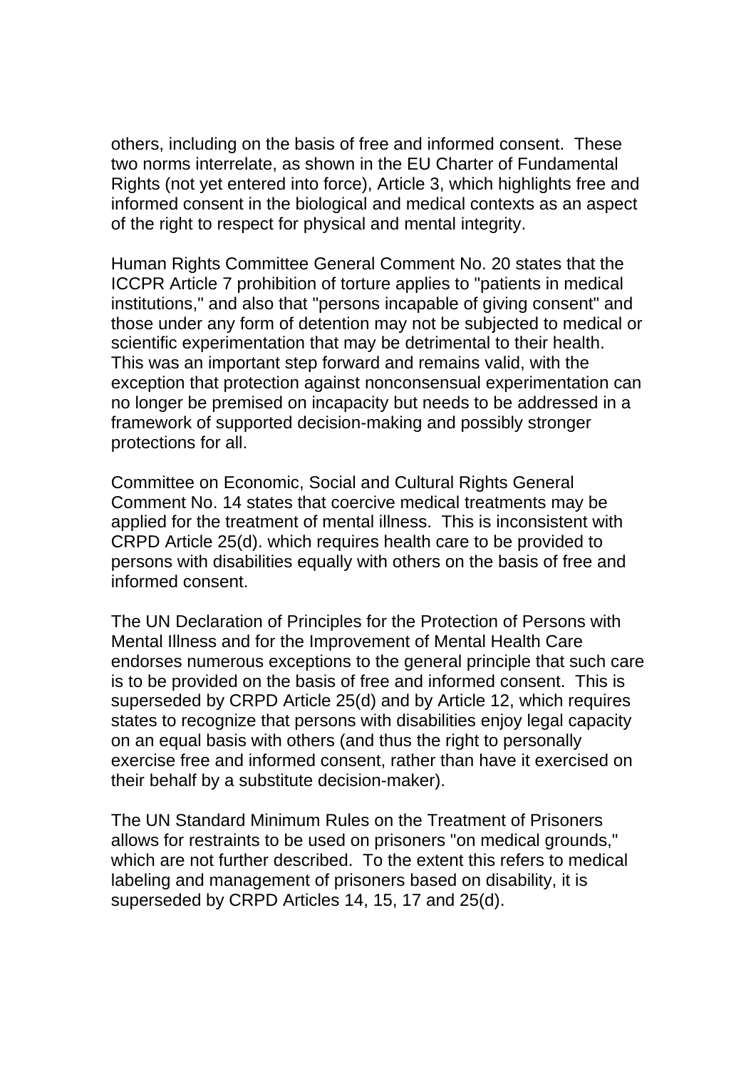others, including on the basis of free and informed consent. These two norms interrelate, as shown in the EU Charter of Fundamental Rights (not yet entered into force), Article 3, which highlights free and informed consent in the biological and medical contexts as an aspect of the right to respect for physical and mental integrity.

Human Rights Committee General Comment No. 20 states that the ICCPR Article 7 prohibition of torture applies to "patients in medical institutions," and also that "persons incapable of giving consent" and those under any form of detention may not be subjected to medical or scientific experimentation that may be detrimental to their health. This was an important step forward and remains valid, with the exception that protection against nonconsensual experimentation can no longer be premised on incapacity but needs to be addressed in a framework of supported decision-making and possibly stronger protections for all.

Committee on Economic, Social and Cultural Rights General Comment No. 14 states that coercive medical treatments may be applied for the treatment of mental illness. This is inconsistent with CRPD Article 25(d). which requires health care to be provided to persons with disabilities equally with others on the basis of free and informed consent.

The UN Declaration of Principles for the Protection of Persons with Mental Illness and for the Improvement of Mental Health Care endorses numerous exceptions to the general principle that such care is to be provided on the basis of free and informed consent. This is superseded by CRPD Article 25(d) and by Article 12, which requires states to recognize that persons with disabilities enjoy legal capacity on an equal basis with others (and thus the right to personally exercise free and informed consent, rather than have it exercised on their behalf by a substitute decision-maker).

The UN Standard Minimum Rules on the Treatment of Prisoners allows for restraints to be used on prisoners "on medical grounds," which are not further described. To the extent this refers to medical labeling and management of prisoners based on disability, it is superseded by CRPD Articles 14, 15, 17 and 25(d).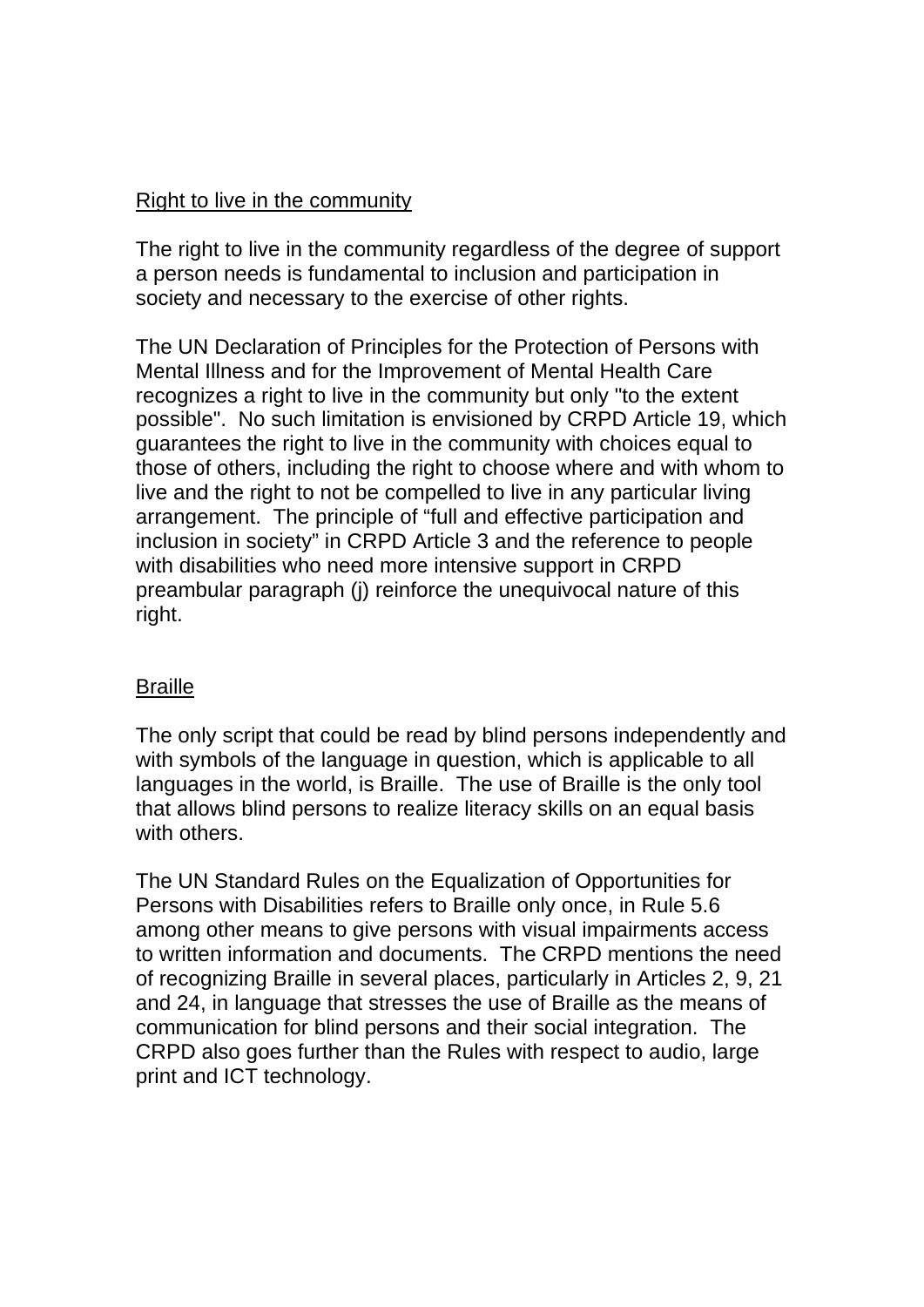<u>Right to live in the community</u>

The right to live in the community regardless of the degree of support a person needs is fundamental to inclusion and participation in society and necessary to the exercise of other rights.

The UN Declaration of Principles for the Protection of Persons with Mental Illness and for the Improvement of Mental Health Care recognizes a right to live in the community but only "to the extent possible". No such limitation is envisioned by CRPD Article 19, which guarantees the right to live in the community with choices equal to those of others, including the right to choose where and with whom to live and the right to not be compelled to live in any particular living arrangement. The principle of “full and effective participation and inclusion in society” in CRPD Article 3 and the reference to people with disabilities who need more intensive support in CRPD preambular paragraph (j) reinforce the unequivocal nature of this right.

<u>Braille</u>

The only script that could be read by blind persons independently and with symbols of the language in question, which is applicable to all languages in the world, is Braille. The use of Braille is the only tool that allows blind persons to realize literacy skills on an equal basis with others.

The UN Standard Rules on the Equalization of Opportunities for Persons with Disabilities refers to Braille only once, in Rule 5.6 among other means to give persons with visual impairments access to written information and documents. The CRPD mentions the need of recognizing Braille in several places, particularly in Articles 2, 9, 21 and 24, in language that stresses the use of Braille as the means of communication for blind persons and their social integration. The CRPD also goes further than the Rules with respect to audio, large print and ICT technology.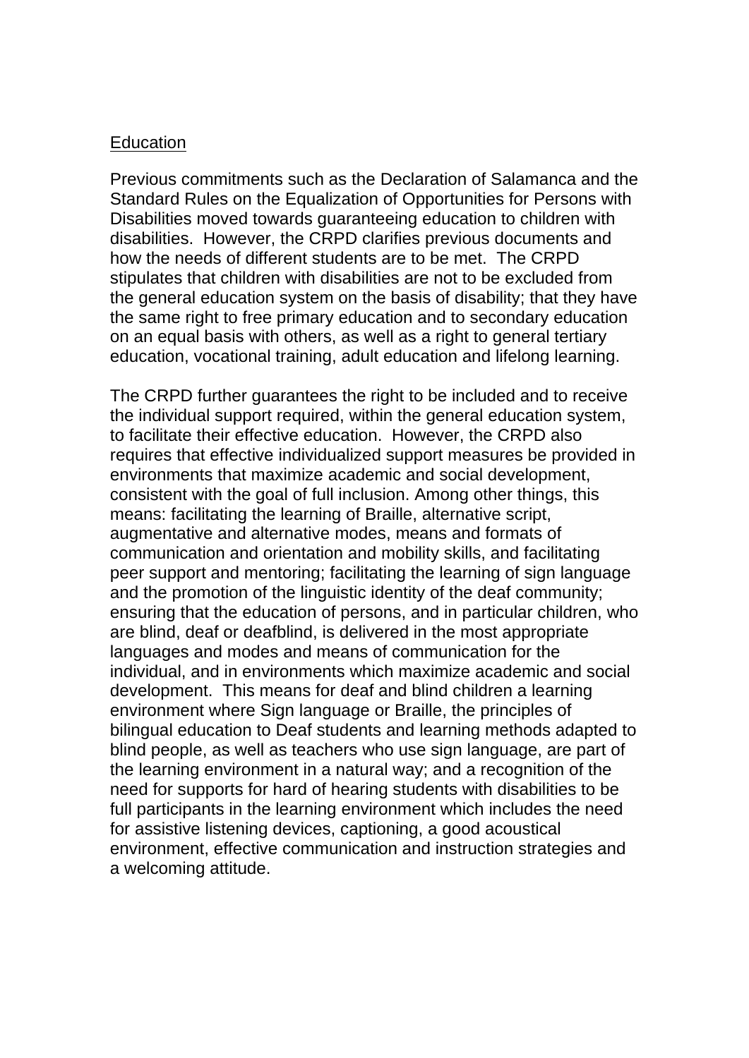Education

Previous commitments such as the Declaration of Salamanca and the Standard Rules on the Equalization of Opportunities for Persons with Disabilities moved towards guaranteeing education to children with disabilities. However, the CRPD clarifies previous documents and how the needs of different students are to be met. The CRPD stipulates that children with disabilities are not to be excluded from the general education system on the basis of disability; that they have the same right to free primary education and to secondary education on an equal basis with others, as well as a right to general tertiary education, vocational training, adult education and lifelong learning.

The CRPD further guarantees the right to be included and to receive the individual support required, within the general education system, to facilitate their effective education. However, the CRPD also requires that effective individualized support measures be provided in environments that maximize academic and social development, consistent with the goal of full inclusion. Among other things, this means: facilitating the learning of Braille, alternative script, augmentative and alternative modes, means and formats of communication and orientation and mobility skills, and facilitating peer support and mentoring; facilitating the learning of sign language and the promotion of the linguistic identity of the deaf community; ensuring that the education of persons, and in particular children, who are blind, deaf or deafblind, is delivered in the most appropriate languages and modes and means of communication for the individual, and in environments which maximize academic and social development. This means for deaf and blind children a learning environment where Sign language or Braille, the principles of bilingual education to Deaf students and learning methods adapted to blind people, as well as teachers who use sign language, are part of the learning environment in a natural way; and a recognition of the need for supports for hard of hearing students with disabilities to be full participants in the learning environment which includes the need for assistive listening devices, captioning, a good acoustical environment, effective communication and instruction strategies and a welcoming attitude.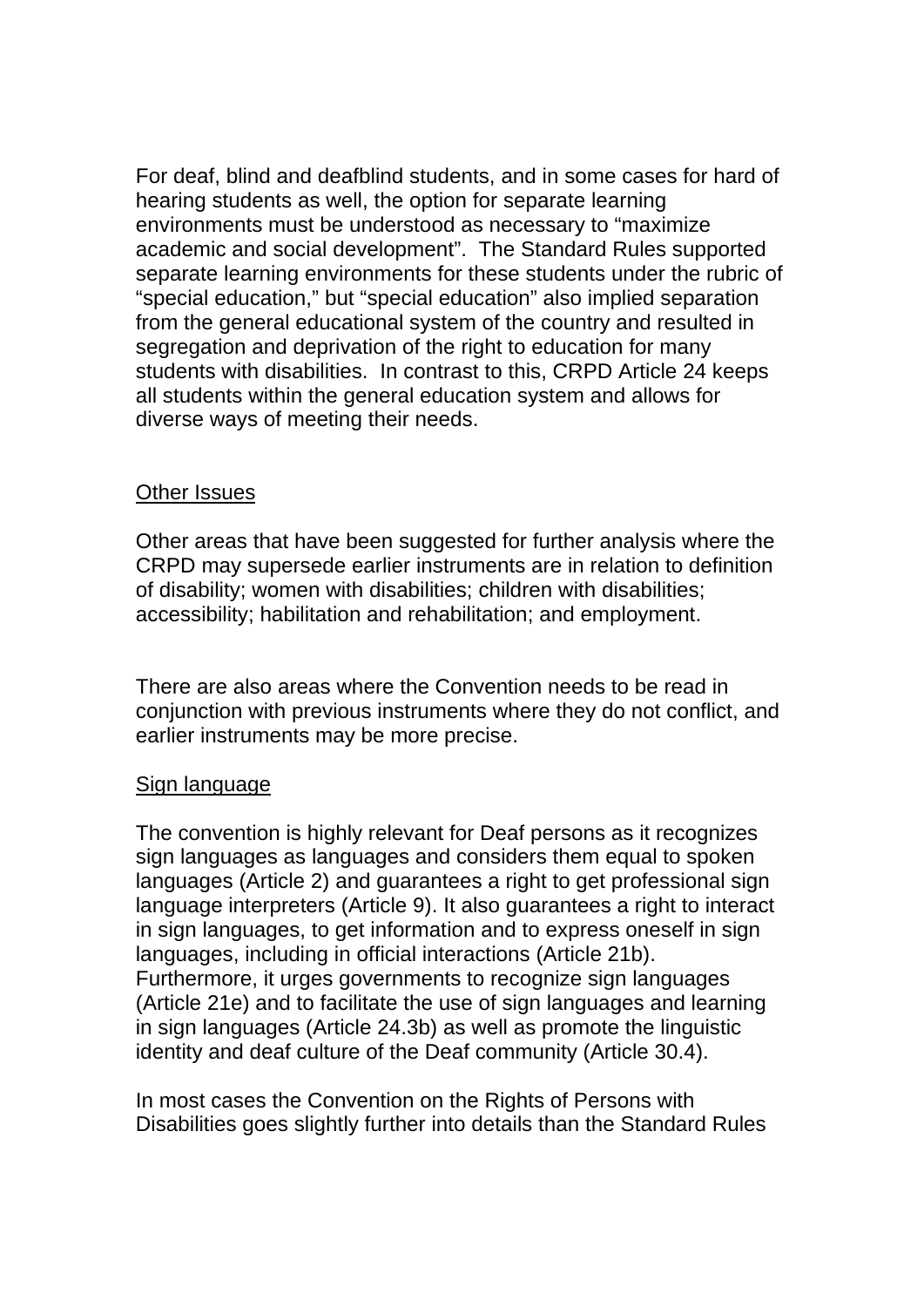For deaf, blind and deafblind students, and in some cases for hard of hearing students as well, the option for separate learning environments must be understood as necessary to “maximize academic and social development”. The Standard Rules supported separate learning environments for these students under the rubric of “special education,” but “special education” also implied separation from the general educational system of the country and resulted in segregation and deprivation of the right to education for many students with disabilities. In contrast to this, CRPD Article 24 keeps all students within the general education system and allows for diverse ways of meeting their needs.

<u>Other Issues</u>

Other areas that have been suggested for further analysis where the CRPD may supersede earlier instruments are in relation to definition of disability; women with disabilities; children with disabilities; accessibility; habilitation and rehabilitation; and employment.

There are also areas where the Convention needs to be read in conjunction with previous instruments where they do not conflict, and earlier instruments may be more precise.

<u>Sign language</u>

The convention is highly relevant for Deaf persons as it recognizes sign languages as languages and considers them equal to spoken languages (Article 2) and guarantees a right to get professional sign language interpreters (Article 9). It also guarantees a right to interact in sign languages, to get information and to express oneself in sign languages, including in official interactions (Article 21b). Furthermore, it urges governments to recognize sign languages (Article 21e) and to facilitate the use of sign languages and learning in sign languages (Article 24.3b) as well as promote the linguistic identity and deaf culture of the Deaf community (Article 30.4).

In most cases the Convention on the Rights of Persons with Disabilities goes slightly further into details than the Standard Rules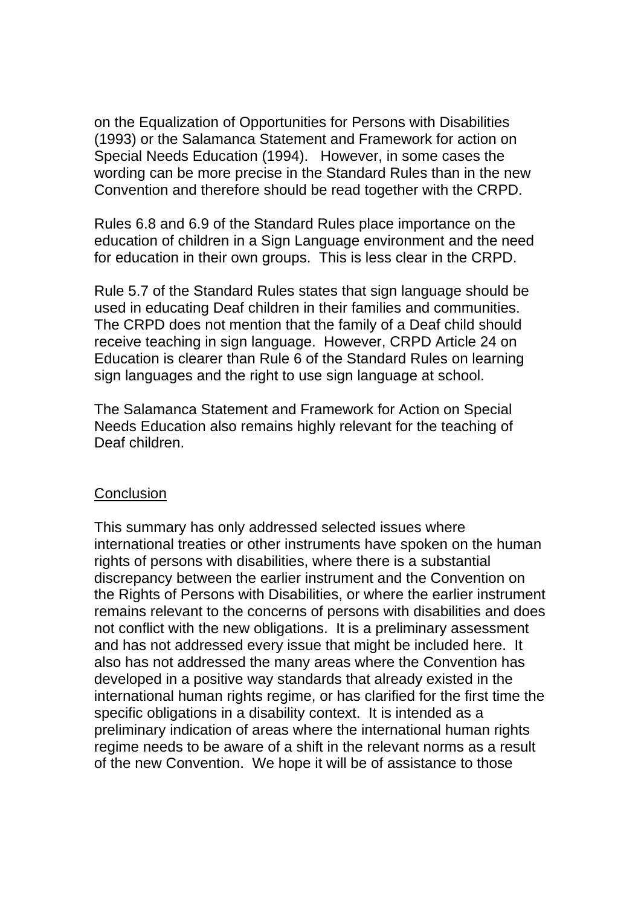on the Equalization of Opportunities for Persons with Disabilities (1993) or the Salamanca Statement and Framework for action on Special Needs Education (1994). However, in some cases the wording can be more precise in the Standard Rules than in the new Convention and therefore should be read together with the CRPD.

Rules 6.8 and 6.9 of the Standard Rules place importance on the education of children in a Sign Language environment and the need for education in their own groups. This is less clear in the CRPD.

Rule 5.7 of the Standard Rules states that sign language should be used in educating Deaf children in their families and communities. The CRPD does not mention that the family of a Deaf child should receive teaching in sign language. However, CRPD Article 24 on Education is clearer than Rule 6 of the Standard Rules on learning sign languages and the right to use sign language at school.

The Salamanca Statement and Framework for Action on Special Needs Education also remains highly relevant for the teaching of Deaf children.

## Conclusion

This summary has only addressed selected issues where international treaties or other instruments have spoken on the human rights of persons with disabilities, where there is a substantial discrepancy between the earlier instrument and the Convention on the Rights of Persons with Disabilities, or where the earlier instrument remains relevant to the concerns of persons with disabilities and does not conflict with the new obligations. It is a preliminary assessment and has not addressed every issue that might be included here. It also has not addressed the many areas where the Convention has developed in a positive way standards that already existed in the international human rights regime, or has clarified for the first time the specific obligations in a disability context. It is intended as a preliminary indication of areas where the international human rights regime needs to be aware of a shift in the relevant norms as a result of the new Convention. We hope it will be of assistance to those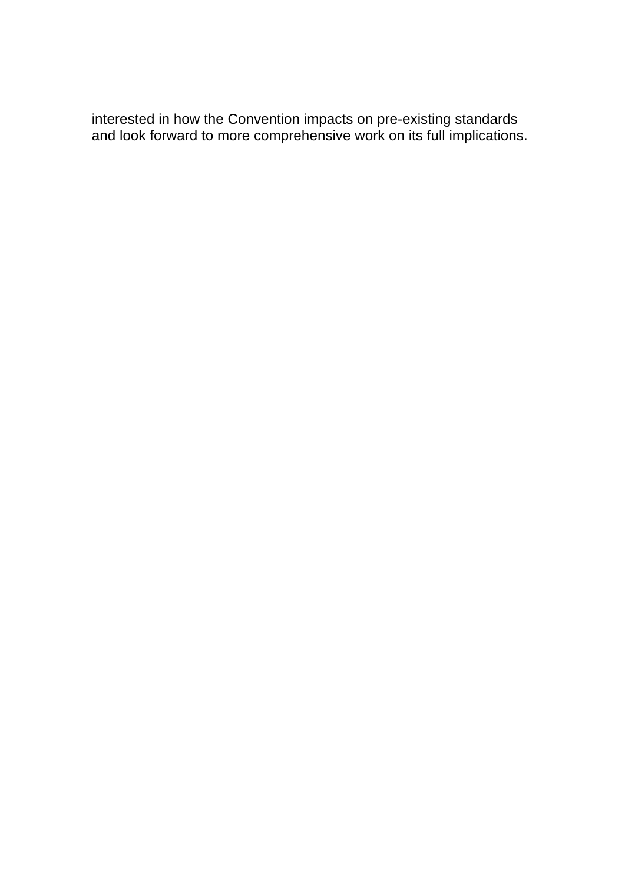interested in how the Convention impacts on pre-existing standards and look forward to more comprehensive work on its full implications.